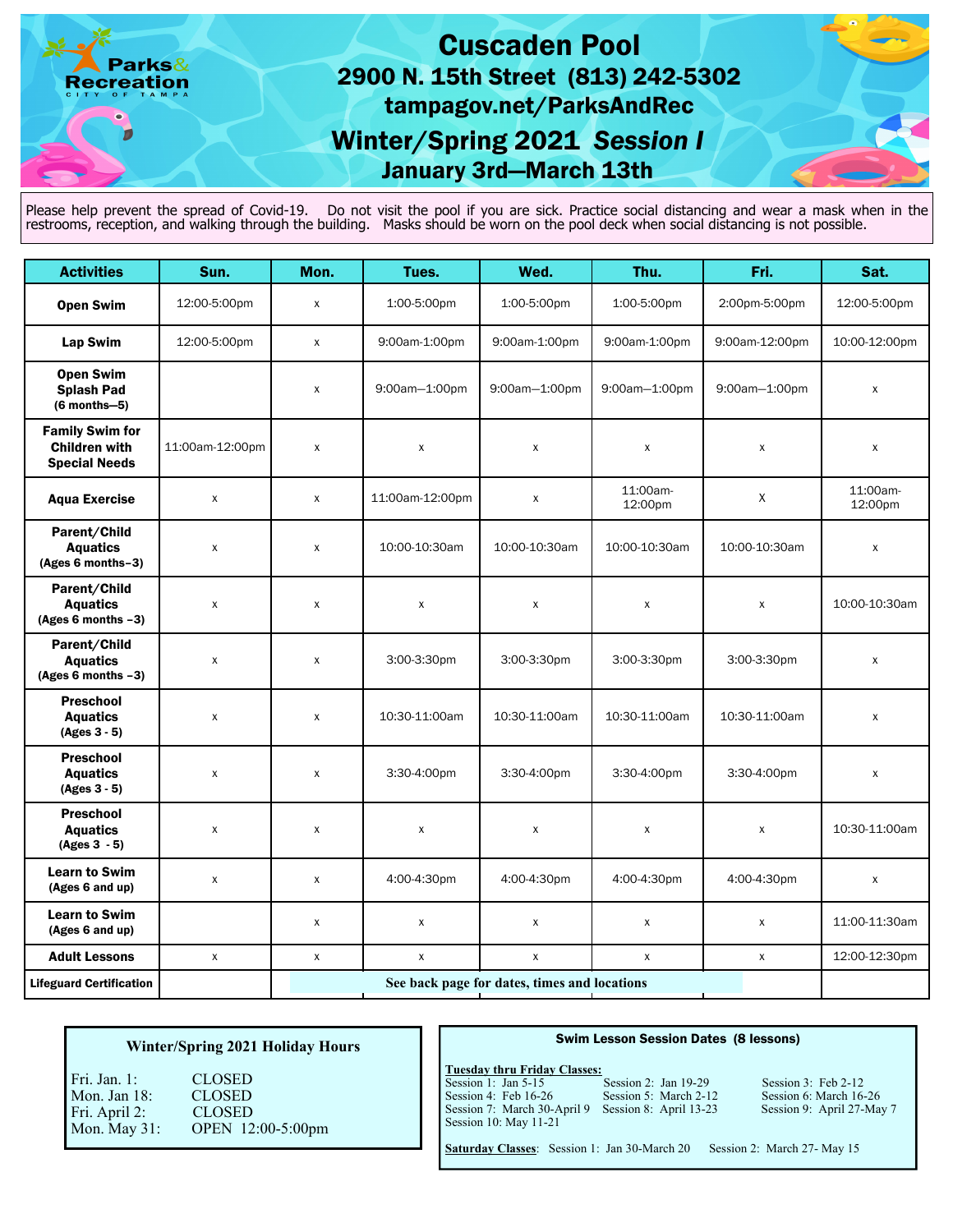# Cuscaden Pool

## 2900 N. 15th Street (813) 242-5302

## tampagov.net/ParksAndRec

## Winter/Spring 2021 *Session I*

## January 3rd—March 13th

Parks & Recreation
CITY OF TAMPA

Please help prevent the spread of Covid-19. Do not visit the pool if you are sick. Practice social distancing and wear a mask when in the restrooms, reception, and walking through the building. Masks should be worn on the pool deck when social distancing is not possible.

| Activities | Sun. | Mon. | Tues. | Wed. | Thu. | Fri. | Sat. |
|---|---|---|---|---|---|---|---|
| **Open Swim** | 12:00-5:00pm | x | 1:00-5:00pm | 1:00-5:00pm | 1:00-5:00pm | 2:00pm-5:00pm | 12:00-5:00pm |
| **Lap Swim** | 12:00-5:00pm | x | 9:00am-1:00pm | 9:00am-1:00pm | 9:00am-1:00pm | 9:00am-12:00pm | 10:00-12:00pm |
| **Open Swim Splash Pad (6 months—5)** | | x | 9:00am—1:00pm | 9:00am—1:00pm | 9:00am—1:00pm | 9:00am—1:00pm | x |
| **Family Swim for Children with Special Needs** | 11:00am-12:00pm | x | x | x | x | x | x |
| **Aqua Exercise** | x | x | 11:00am-12:00pm | x | 11:00am-12:00pm | X | 11:00am-12:00pm |
| **Parent/Child Aquatics (Ages 6 months–3)** | x | x | 10:00-10:30am | 10:00-10:30am | 10:00-10:30am | 10:00-10:30am | x |
| **Parent/Child Aquatics (Ages 6 months –3)** | x | x | x | x | x | x | 10:00-10:30am |
| **Parent/Child Aquatics (Ages 6 months –3)** | x | x | 3:00-3:30pm | 3:00-3:30pm | 3:00-3:30pm | 3:00-3:30pm | x |
| **Preschool Aquatics (Ages 3 - 5)** | x | x | 10:30-11:00am | 10:30-11:00am | 10:30-11:00am | 10:30-11:00am | x |
| **Preschool Aquatics (Ages 3 - 5)** | x | x | 3:30-4:00pm | 3:30-4:00pm | 3:30-4:00pm | 3:30-4:00pm | x |
| **Preschool Aquatics (Ages 3 - 5)** | x | x | x | x | x | x | 10:30-11:00am |
| **Learn to Swim (Ages 6 and up)** | x | x | 4:00-4:30pm | 4:00-4:30pm | 4:00-4:30pm | 4:00-4:30pm | x |
| **Learn to Swim (Ages 6 and up)** | | x | x | x | x | x | 11:00-11:30am |
| **Adult Lessons** | x | x | x | x | x | x | 12:00-12:30pm |
| **Lifeguard Certification** | | See back page for dates, times and locations | | | | | |

### Winter/Spring 2021 Holiday Hours

| | |
|---|---|
| Fri. Jan. 1: | CLOSED |
| Mon. Jan 18: | CLOSED |
| Fri. April 2: | CLOSED |
| Mon. May 31: | OPEN 12:00-5:00pm |

### Swim Lesson Session Dates (8 lessons)

**Tuesday thru Friday Classes:**

Session 1: Jan 5-15
Session 2: Jan 19-29
Session 3: Feb 2-12
Session 4: Feb 16-26
Session 5: March 2-12
Session 6: March 16-26
Session 7: March 30-April 9
Session 8: April 13-23
Session 9: April 27-May 7
Session 10: May 11-21

**Saturday Classes**: Session 1: Jan 30-March 20 Session 2: March 27- May 15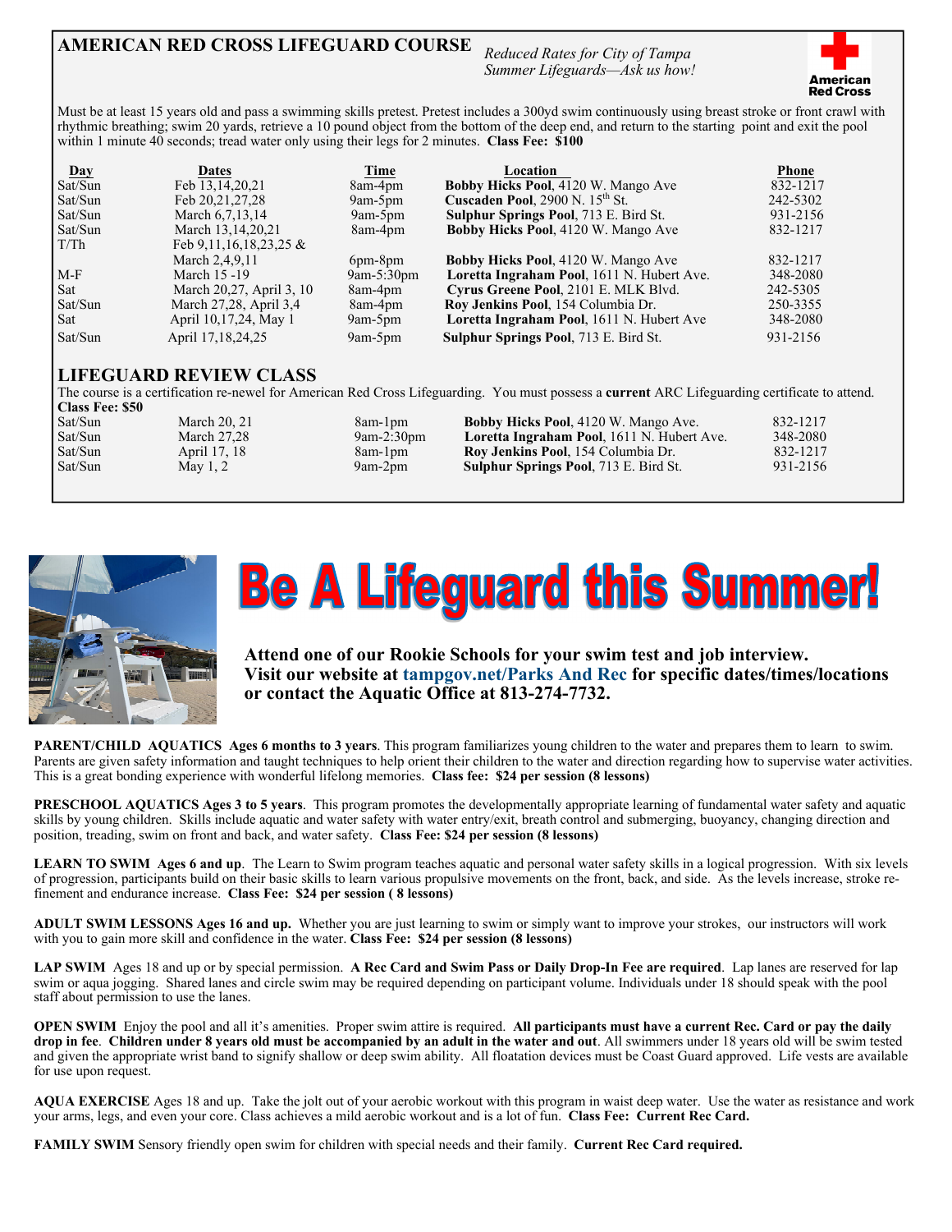## AMERICAN RED CROSS LIFEGUARD COURSE

*Reduced Rates for City of Tampa Summer Lifeguards—Ask us how!*

American Red Cross

Must be at least 15 years old and pass a swimming skills pretest. Pretest includes a 300yd swim continuously using breast stroke or front crawl with rhythmic breathing; swim 20 yards, retrieve a 10 pound object from the bottom of the deep end, and return to the starting point and exit the pool within 1 minute 40 seconds; tread water only using their legs for 2 minutes. **Class Fee: $100**

| Day | Dates | Time | Location | Phone |
|---|---|---|---|---|
| Sat/Sun | Feb 13,14,20,21 | 8am-4pm | **Bobby Hicks Pool**, 4120 W. Mango Ave | 832-1217 |
| Sat/Sun | Feb 20,21,27,28 | 9am-5pm | **Cuscaden Pool**, 2900 N. 15th St. | 242-5302 |
| Sat/Sun | March 6,7,13,14 | 9am-5pm | **Sulphur Springs Pool**, 713 E. Bird St. | 931-2156 |
| Sat/Sun | March 13,14,20,21 | 8am-4pm | **Bobby Hicks Pool**, 4120 W. Mango Ave | 832-1217 |
| T/Th | Feb 9,11,16,18,23,25 & March 2,4,9,11 | 6pm-8pm | **Bobby Hicks Pool**, 4120 W. Mango Ave | 832-1217 |
| M-F | March 15 -19 | 9am-5:30pm | **Loretta Ingraham Pool**, 1611 N. Hubert Ave. | 348-2080 |
| Sat | March 20,27, April 3, 10 | 8am-4pm | **Cyrus Greene Pool**, 2101 E. MLK Blvd. | 242-5305 |
| Sat/Sun | March 27,28, April 3,4 | 8am-4pm | **Roy Jenkins Pool**, 154 Columbia Dr. | 250-3355 |
| Sat | April 10,17,24, May 1 | 9am-5pm | **Loretta Ingraham Pool**, 1611 N. Hubert Ave | 348-2080 |
| Sat/Sun | April 17,18,24,25 | 9am-5pm | **Sulphur Springs Pool**, 713 E. Bird St. | 931-2156 |

## LIFEGUARD REVIEW CLASS

The course is a certification re-newel for American Red Cross Lifeguarding. You must possess a **current** ARC Lifeguarding certificate to attend.
**Class Fee: $50**

| | | | | |
|---|---|---|---|---|
| Sat/Sun | March 20, 21 | 8am-1pm | **Bobby Hicks Pool**, 4120 W. Mango Ave. | 832-1217 |
| Sat/Sun | March 27,28 | 9am-2:30pm | **Loretta Ingraham Pool**, 1611 N. Hubert Ave. | 348-2080 |
| Sat/Sun | April 17, 18 | 8am-1pm | **Roy Jenkins Pool**, 154 Columbia Dr. | 832-1217 |
| Sat/Sun | May 1, 2 | 9am-2pm | **Sulphur Springs Pool**, 713 E. Bird St. | 931-2156 |

# Be A Lifeguard this Summer!

**Attend one of our Rookie Schools for your swim test and job interview. Visit our website at tampgov.net/Parks And Rec for specific dates/times/locations or contact the Aquatic Office at 813-274-7732.**

**PARENT/CHILD AQUATICS Ages 6 months to 3 years**. This program familiarizes young children to the water and prepares them to learn to swim. Parents are given safety information and taught techniques to help orient their children to the water and direction regarding how to supervise water activities. This is a great bonding experience with wonderful lifelong memories. **Class fee: $24 per session (8 lessons)**

**PRESCHOOL AQUATICS Ages 3 to 5 years**. This program promotes the developmentally appropriate learning of fundamental water safety and aquatic skills by young children. Skills include aquatic and water safety with water entry/exit, breath control and submerging, buoyancy, changing direction and position, treading, swim on front and back, and water safety. **Class Fee: $24 per session (8 lessons)**

**LEARN TO SWIM Ages 6 and up**. The Learn to Swim program teaches aquatic and personal water safety skills in a logical progression. With six levels of progression, participants build on their basic skills to learn various propulsive movements on the front, back, and side. As the levels increase, stroke refinement and endurance increase. **Class Fee: $24 per session ( 8 lessons)**

**ADULT SWIM LESSONS Ages 16 and up.** Whether you are just learning to swim or simply want to improve your strokes, our instructors will work with you to gain more skill and confidence in the water. **Class Fee: $24 per session (8 lessons)**

**LAP SWIM** Ages 18 and up or by special permission. **A Rec Card and Swim Pass or Daily Drop-In Fee are required**. Lap lanes are reserved for lap swim or aqua jogging. Shared lanes and circle swim may be required depending on participant volume. Individuals under 18 should speak with the pool staff about permission to use the lanes.

**OPEN SWIM** Enjoy the pool and all it's amenities. Proper swim attire is required. **All participants must have a current Rec. Card or pay the daily drop in fee**. **Children under 8 years old must be accompanied by an adult in the water and out**. All swimmers under 18 years old will be swim tested and given the appropriate wrist band to signify shallow or deep swim ability. All floatation devices must be Coast Guard approved. Life vests are available for use upon request.

**AQUA EXERCISE** Ages 18 and up. Take the jolt out of your aerobic workout with this program in waist deep water. Use the water as resistance and work your arms, legs, and even your core. Class achieves a mild aerobic workout and is a lot of fun. **Class Fee: Current Rec Card.**

**FAMILY SWIM** Sensory friendly open swim for children with special needs and their family. **Current Rec Card required.**